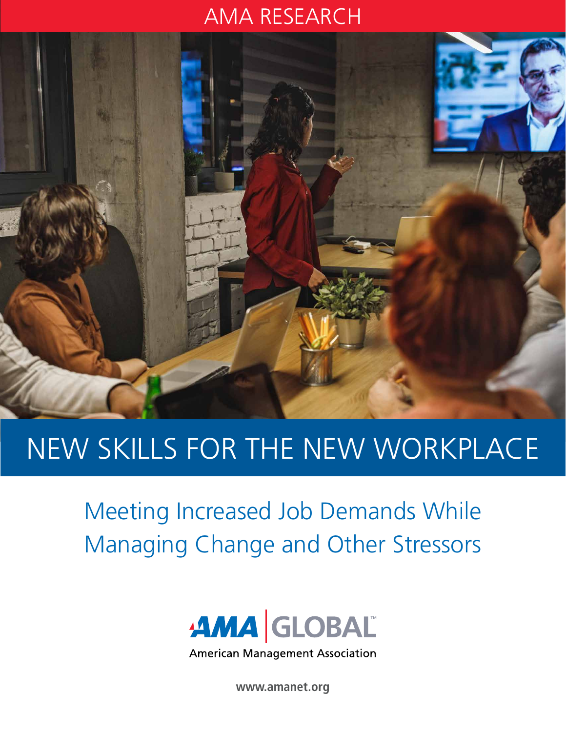AMA RESEARCH

# NEW SKILLS FOR THE NEW WORKPLACE

## Meeting Increased Job Demands While Managing Change and Other Stressors

AMA | GLOBAL™

American Management Association

www.amanet.org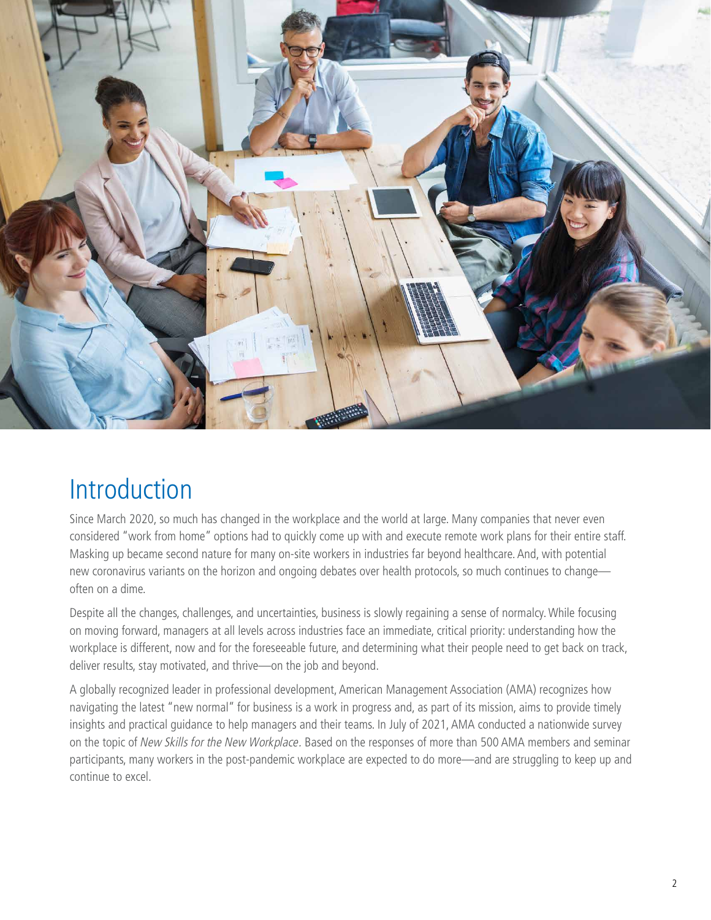# Introduction

Since March 2020, so much has changed in the workplace and the world at large. Many companies that never even considered "work from home" options had to quickly come up with and execute remote work plans for their entire staff. Masking up became second nature for many on-site workers in industries far beyond healthcare. And, with potential new coronavirus variants on the horizon and ongoing debates over health protocols, so much continues to change—often on a dime.

Despite all the changes, challenges, and uncertainties, business is slowly regaining a sense of normalcy. While focusing on moving forward, managers at all levels across industries face an immediate, critical priority: understanding how the workplace is different, now and for the foreseeable future, and determining what their people need to get back on track, deliver results, stay motivated, and thrive—on the job and beyond.

A globally recognized leader in professional development, American Management Association (AMA) recognizes how navigating the latest "new normal" for business is a work in progress and, as part of its mission, aims to provide timely insights and practical guidance to help managers and their teams. In July of 2021, AMA conducted a nationwide survey on the topic of *New Skills for the New Workplace*. Based on the responses of more than 500 AMA members and seminar participants, many workers in the post-pandemic workplace are expected to do more—and are struggling to keep up and continue to excel.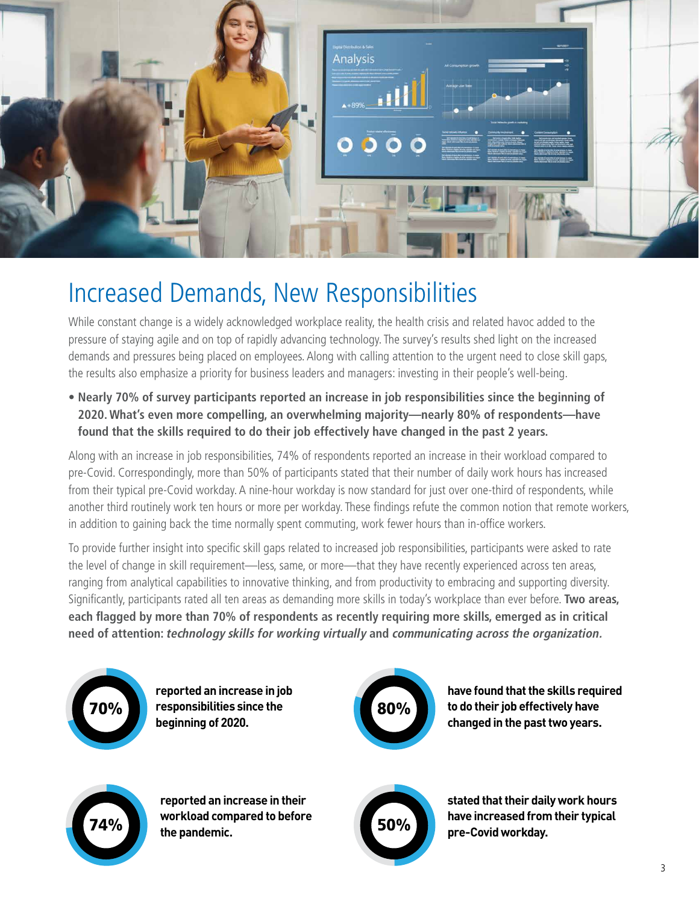# Increased Demands, New Responsibilities

While constant change is a widely acknowledged workplace reality, the health crisis and related havoc added to the pressure of staying agile and on top of rapidly advancing technology. The survey's results shed light on the increased demands and pressures being placed on employees. Along with calling attention to the urgent need to close skill gaps, the results also emphasize a priority for business leaders and managers: investing in their people's well-being.

- **Nearly 70% of survey participants reported an increase in job responsibilities since the beginning of 2020. What's even more compelling, an overwhelming majority—nearly 80% of respondents—have found that the skills required to do their job effectively have changed in the past 2 years.**

Along with an increase in job responsibilities, 74% of respondents reported an increase in their workload compared to pre-Covid. Correspondingly, more than 50% of participants stated that their number of daily work hours has increased from their typical pre-Covid workday. A nine-hour workday is now standard for just over one-third of respondents, while another third routinely work ten hours or more per workday. These findings refute the common notion that remote workers, in addition to gaining back the time normally spent commuting, work fewer hours than in-office workers.

To provide further insight into specific skill gaps related to increased job responsibilities, participants were asked to rate the level of change in skill requirement—less, same, or more—that they have recently experienced across ten areas, ranging from analytical capabilities to innovative thinking, and from productivity to embracing and supporting diversity. Significantly, participants rated all ten areas as demanding more skills in today's workplace than ever before. **Two areas, each flagged by more than 70% of respondents as recently requiring more skills, emerged as in critical need of attention: *technology skills for working virtually* and *communicating across the organization.***

**70%** **reported an increase in job responsibilities since the beginning of 2020.**

**80%** **have found that the skills required to do their job effectively have changed in the past two years.**

**74%** **reported an increase in their workload compared to before the pandemic.**

**50%** **stated that their daily work hours have increased from their typical pre-Covid workday.**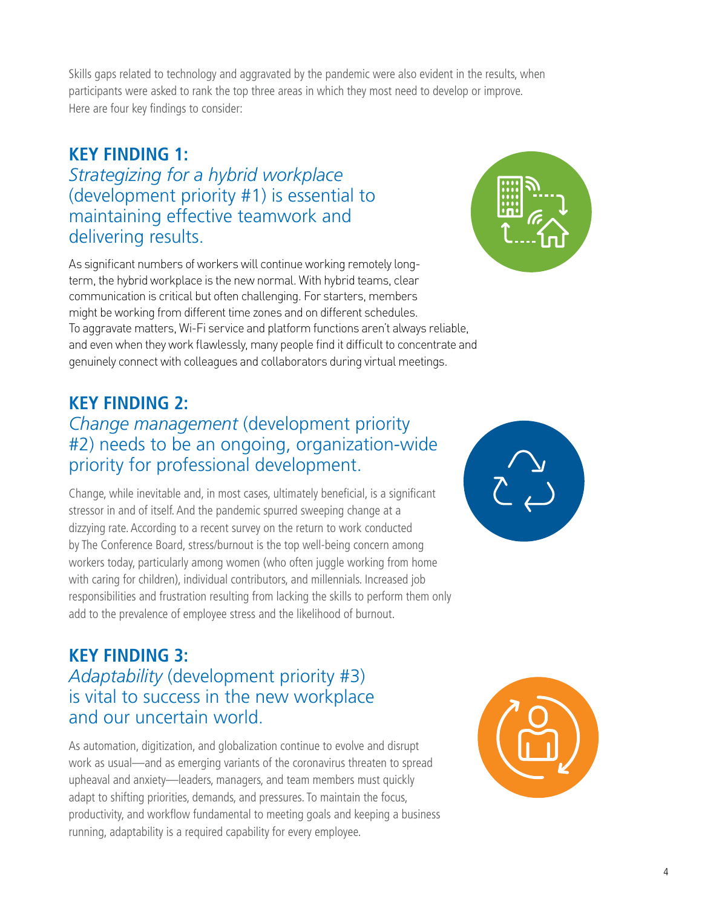Skills gaps related to technology and aggravated by the pandemic were also evident in the results, when participants were asked to rank the top three areas in which they most need to develop or improve. Here are four key findings to consider:

## KEY FINDING 1:

### *Strategizing for a hybrid workplace* (development priority #1) is essential to maintaining effective teamwork and delivering results.

As significant numbers of workers will continue working remotely long-term, the hybrid workplace is the new normal. With hybrid teams, clear communication is critical but often challenging. For starters, members might be working from different time zones and on different schedules. To aggravate matters, Wi-Fi service and platform functions aren't always reliable, and even when they work flawlessly, many people find it difficult to concentrate and genuinely connect with colleagues and collaborators during virtual meetings.

## KEY FINDING 2:

### *Change management* (development priority #2) needs to be an ongoing, organization-wide priority for professional development.

Change, while inevitable and, in most cases, ultimately beneficial, is a significant stressor in and of itself. And the pandemic spurred sweeping change at a dizzying rate. According to a recent survey on the return to work conducted by The Conference Board, stress/burnout is the top well-being concern among workers today, particularly among women (who often juggle working from home with caring for children), individual contributors, and millennials. Increased job responsibilities and frustration resulting from lacking the skills to perform them only add to the prevalence of employee stress and the likelihood of burnout.

## KEY FINDING 3:

### *Adaptability* (development priority #3) is vital to success in the new workplace and our uncertain world.

As automation, digitization, and globalization continue to evolve and disrupt work as usual—and as emerging variants of the coronavirus threaten to spread upheaval and anxiety—leaders, managers, and team members must quickly adapt to shifting priorities, demands, and pressures. To maintain the focus, productivity, and workflow fundamental to meeting goals and keeping a business running, adaptability is a required capability for every employee.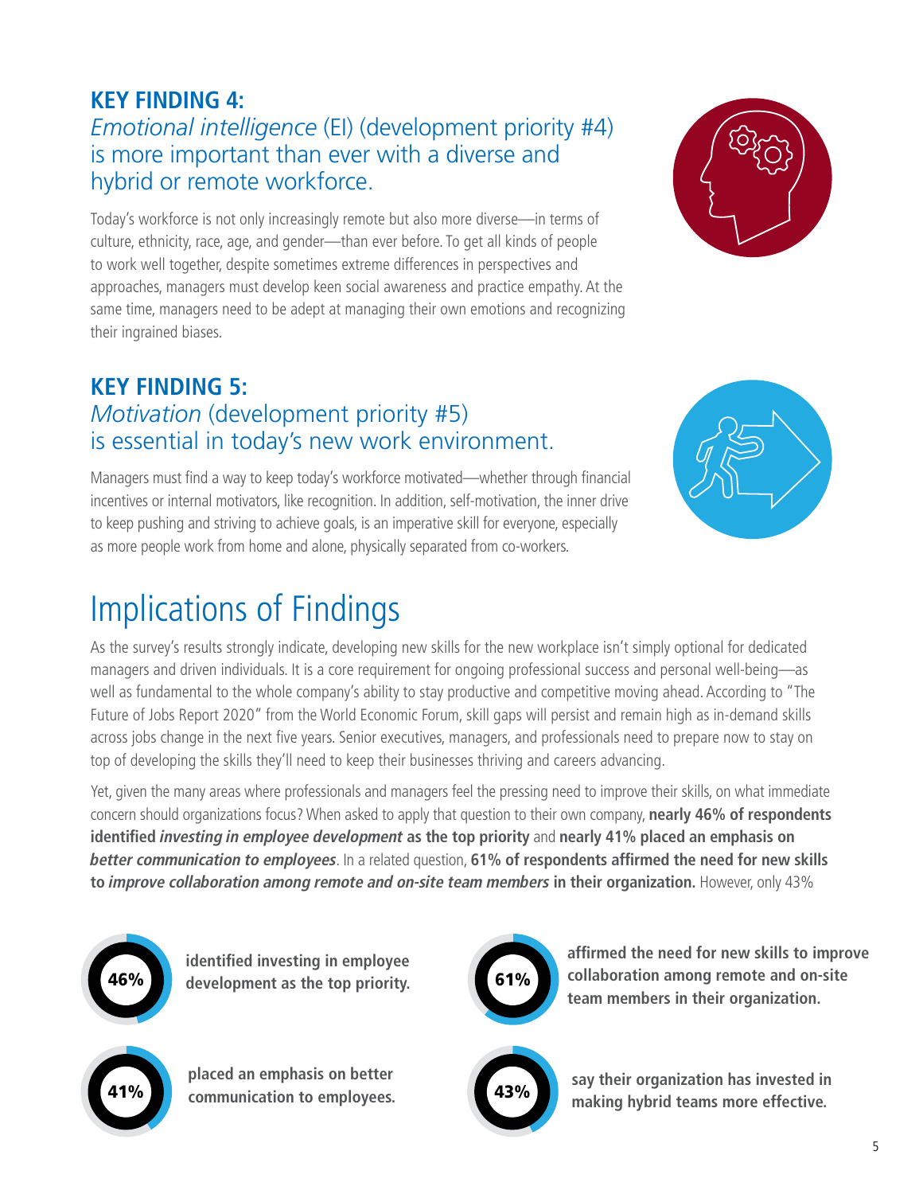## KEY FINDING 4:

*Emotional intelligence* (EI) (development priority #4) is more important than ever with a diverse and hybrid or remote workforce.

Today's workforce is not only increasingly remote but also more diverse—in terms of culture, ethnicity, race, age, and gender—than ever before. To get all kinds of people to work well together, despite sometimes extreme differences in perspectives and approaches, managers must develop keen social awareness and practice empathy. At the same time, managers need to be adept at managing their own emotions and recognizing their ingrained biases.

## KEY FINDING 5:

*Motivation* (development priority #5) is essential in today's new work environment.

Managers must find a way to keep today's workforce motivated—whether through financial incentives or internal motivators, like recognition. In addition, self-motivation, the inner drive to keep pushing and striving to achieve goals, is an imperative skill for everyone, especially as more people work from home and alone, physically separated from co-workers.

# Implications of Findings

As the survey's results strongly indicate, developing new skills for the new workplace isn't simply optional for dedicated managers and driven individuals. It is a core requirement for ongoing professional success and personal well-being—as well as fundamental to the whole company's ability to stay productive and competitive moving ahead. According to "The Future of Jobs Report 2020" from the World Economic Forum, skill gaps will persist and remain high as in-demand skills across jobs change in the next five years. Senior executives, managers, and professionals need to prepare now to stay on top of developing the skills they'll need to keep their businesses thriving and careers advancing.

Yet, given the many areas where professionals and managers feel the pressing need to improve their skills, on what immediate concern should organizations focus? When asked to apply that question to their own company, **nearly 46% of respondents identified *investing in employee development* as the top priority** and **nearly 41% placed an emphasis on *better communication to employees***. In a related question, **61% of respondents affirmed the need for new skills to *improve collaboration among remote and on-site team members* in their organization.** However, only 43%

**46%** **identified investing in employee development as the top priority.**

**41%** **placed an emphasis on better communication to employees.**

**61%** **affirmed the need for new skills to improve collaboration among remote and on-site team members in their organization.**

**43%** **say their organization has invested in making hybrid teams more effective.**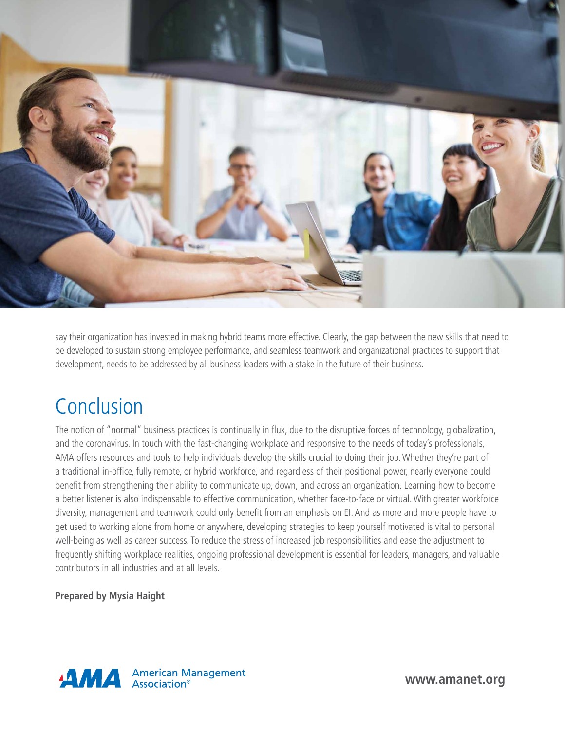say their organization has invested in making hybrid teams more effective. Clearly, the gap between the new skills that need to be developed to sustain strong employee performance, and seamless teamwork and organizational practices to support that development, needs to be addressed by all business leaders with a stake in the future of their business.

## Conclusion

The notion of "normal" business practices is continually in flux, due to the disruptive forces of technology, globalization, and the coronavirus. In touch with the fast-changing workplace and responsive to the needs of today's professionals, AMA offers resources and tools to help individuals develop the skills crucial to doing their job. Whether they're part of a traditional in-office, fully remote, or hybrid workforce, and regardless of their positional power, nearly everyone could benefit from strengthening their ability to communicate up, down, and across an organization. Learning how to become a better listener is also indispensable to effective communication, whether face-to-face or virtual. With greater workforce diversity, management and teamwork could only benefit from an emphasis on EI. And as more and more people have to get used to working alone from home or anywhere, developing strategies to keep yourself motivated is vital to personal well-being as well as career success. To reduce the stress of increased job responsibilities and ease the adjustment to frequently shifting workplace realities, ongoing professional development is essential for leaders, managers, and valuable contributors in all industries and at all levels.

**Prepared by Mysia Haight**

AMA American Management Association®

www.amanet.org